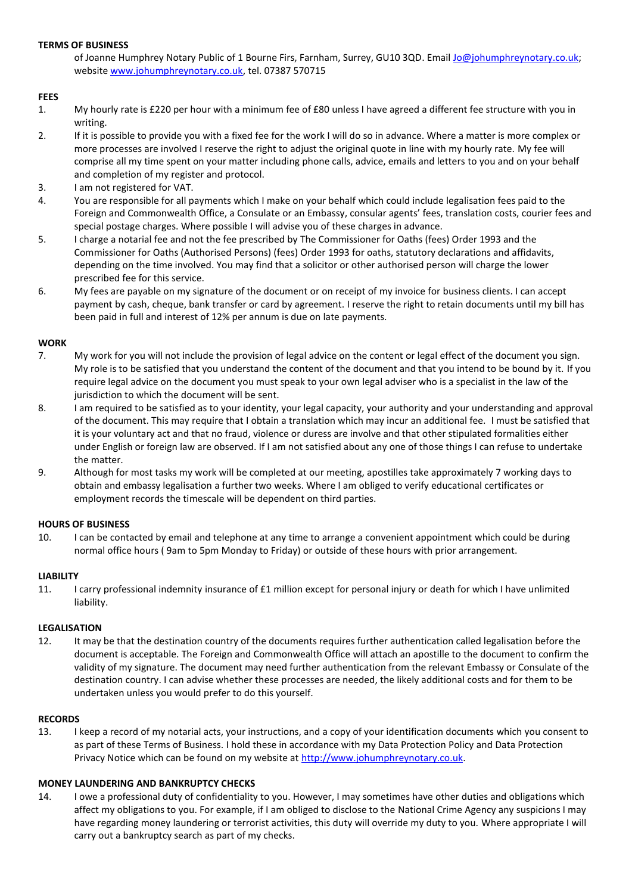## TERMS OF BUSINESS

of Joanne Humphrey Notary Public of 1 Bourne Firs, Farnham, Surrey, GU10 3QD. Email Jo@johumphreynotary.co.uk; website www.johumphreynotary.co.uk, tel. 07387 570715

## FEES

1. My hourly rate is £220 per hour with a minimum fee of £80 unless I have agreed a different fee structure with you in writing.
2. If it is possible to provide you with a fixed fee for the work I will do so in advance. Where a matter is more complex or more processes are involved I reserve the right to adjust the original quote in line with my hourly rate. My fee will comprise all my time spent on your matter including phone calls, advice, emails and letters to you and on your behalf and completion of my register and protocol.
3. I am not registered for VAT.
4. You are responsible for all payments which I make on your behalf which could include legalisation fees paid to the Foreign and Commonwealth Office, a Consulate or an Embassy, consular agents' fees, translation costs, courier fees and special postage charges. Where possible I will advise you of these charges in advance.
5. I charge a notarial fee and not the fee prescribed by The Commissioner for Oaths (fees) Order 1993 and the Commissioner for Oaths (Authorised Persons) (fees) Order 1993 for oaths, statutory declarations and affidavits, depending on the time involved. You may find that a solicitor or other authorised person will charge the lower prescribed fee for this service.
6. My fees are payable on my signature of the document or on receipt of my invoice for business clients. I can accept payment by cash, cheque, bank transfer or card by agreement. I reserve the right to retain documents until my bill has been paid in full and interest of 12% per annum is due on late payments.

## WORK

7. My work for you will not include the provision of legal advice on the content or legal effect of the document you sign. My role is to be satisfied that you understand the content of the document and that you intend to be bound by it. If you require legal advice on the document you must speak to your own legal adviser who is a specialist in the law of the jurisdiction to which the document will be sent.
8. I am required to be satisfied as to your identity, your legal capacity, your authority and your understanding and approval of the document. This may require that I obtain a translation which may incur an additional fee. I must be satisfied that it is your voluntary act and that no fraud, violence or duress are involve and that other stipulated formalities either under English or foreign law are observed. If I am not satisfied about any one of those things I can refuse to undertake the matter.
9. Although for most tasks my work will be completed at our meeting, apostilles take approximately 7 working days to obtain and embassy legalisation a further two weeks. Where I am obliged to verify educational certificates or employment records the timescale will be dependent on third parties.

## HOURS OF BUSINESS

10. I can be contacted by email and telephone at any time to arrange a convenient appointment which could be during normal office hours ( 9am to 5pm Monday to Friday) or outside of these hours with prior arrangement.

## LIABILITY

11. I carry professional indemnity insurance of £1 million except for personal injury or death for which I have unlimited liability.

## LEGALISATION

12. It may be that the destination country of the documents requires further authentication called legalisation before the document is acceptable. The Foreign and Commonwealth Office will attach an apostille to the document to confirm the validity of my signature. The document may need further authentication from the relevant Embassy or Consulate of the destination country. I can advise whether these processes are needed, the likely additional costs and for them to be undertaken unless you would prefer to do this yourself.

## RECORDS

13. I keep a record of my notarial acts, your instructions, and a copy of your identification documents which you consent to as part of these Terms of Business. I hold these in accordance with my Data Protection Policy and Data Protection Privacy Notice which can be found on my website at http://www.johumphreynotary.co.uk.

## MONEY LAUNDERING AND BANKRUPTCY CHECKS

14. I owe a professional duty of confidentiality to you. However, I may sometimes have other duties and obligations which affect my obligations to you. For example, if I am obliged to disclose to the National Crime Agency any suspicions I may have regarding money laundering or terrorist activities, this duty will override my duty to you. Where appropriate I will carry out a bankruptcy search as part of my checks.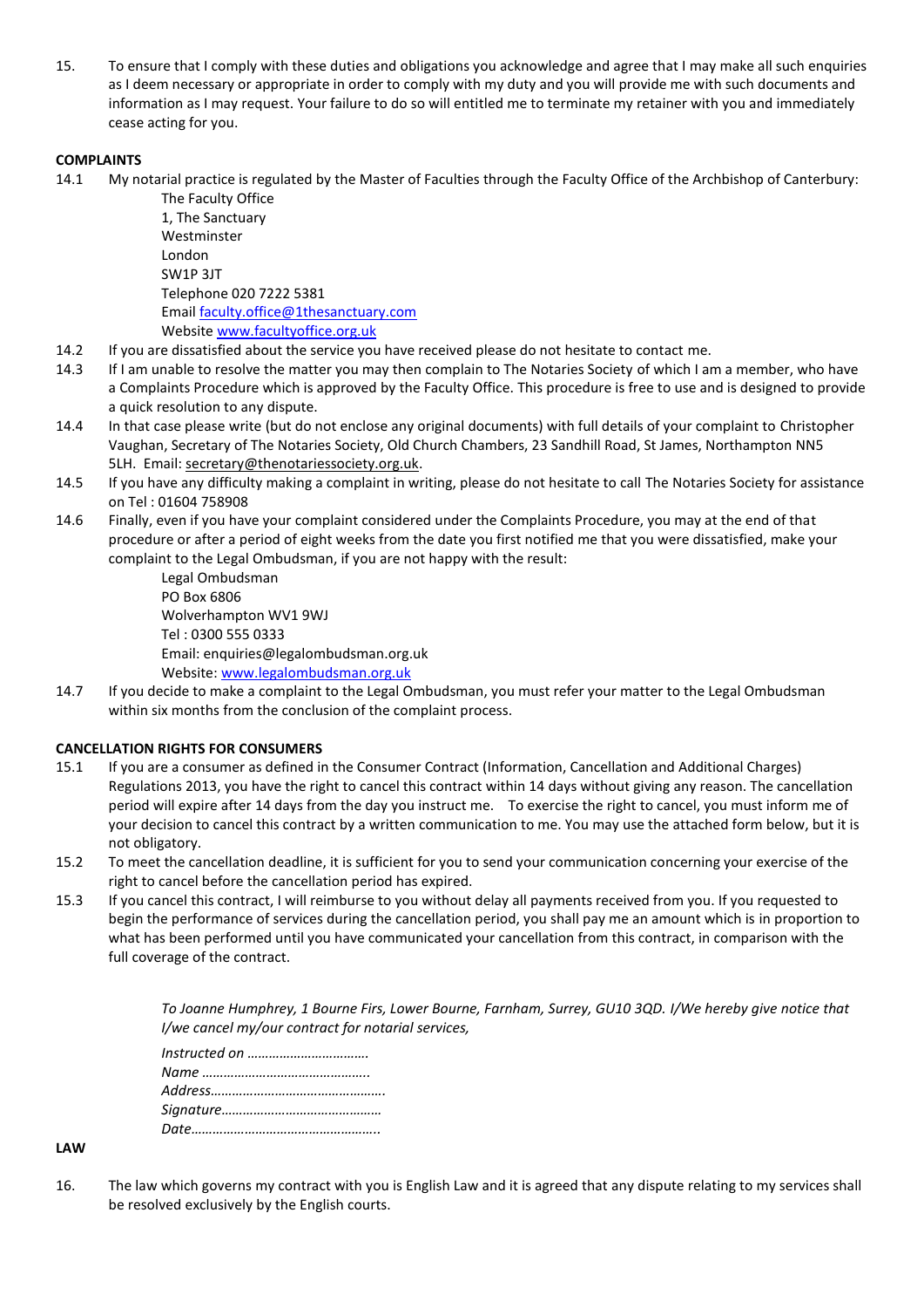15. To ensure that I comply with these duties and obligations you acknowledge and agree that I may make all such enquiries as I deem necessary or appropriate in order to comply with my duty and you will provide me with such documents and information as I may request. Your failure to do so will entitled me to terminate my retainer with you and immediately cease acting for you.

**COMPLAINTS**

14.1 My notarial practice is regulated by the Master of Faculties through the Faculty Office of the Archbishop of Canterbury:

The Faculty Office
1, The Sanctuary
Westminster
London
SW1P 3JT
Telephone 020 7222 5381
Email faculty.office@1thesanctuary.com
Website www.facultyoffice.org.uk

14.2 If you are dissatisfied about the service you have received please do not hesitate to contact me.

14.3 If I am unable to resolve the matter you may then complain to The Notaries Society of which I am a member, who have a Complaints Procedure which is approved by the Faculty Office. This procedure is free to use and is designed to provide a quick resolution to any dispute.

14.4 In that case please write (but do not enclose any original documents) with full details of your complaint to Christopher Vaughan, Secretary of The Notaries Society, Old Church Chambers, 23 Sandhill Road, St James, Northampton NN5 5LH. Email: secretary@thenotariessociety.org.uk.

14.5 If you have any difficulty making a complaint in writing, please do not hesitate to call The Notaries Society for assistance on Tel : 01604 758908

14.6 Finally, even if you have your complaint considered under the Complaints Procedure, you may at the end of that procedure or after a period of eight weeks from the date you first notified me that you were dissatisfied, make your complaint to the Legal Ombudsman, if you are not happy with the result:

Legal Ombudsman
PO Box 6806
Wolverhampton WV1 9WJ
Tel : 0300 555 0333
Email: enquiries@legalombudsman.org.uk
Website: www.legalombudsman.org.uk

14.7 If you decide to make a complaint to the Legal Ombudsman, you must refer your matter to the Legal Ombudsman within six months from the conclusion of the complaint process.

**CANCELLATION RIGHTS FOR CONSUMERS**

15.1 If you are a consumer as defined in the Consumer Contract (Information, Cancellation and Additional Charges) Regulations 2013, you have the right to cancel this contract within 14 days without giving any reason. The cancellation period will expire after 14 days from the day you instruct me. To exercise the right to cancel, you must inform me of your decision to cancel this contract by a written communication to me. You may use the attached form below, but it is not obligatory.

15.2 To meet the cancellation deadline, it is sufficient for you to send your communication concerning your exercise of the right to cancel before the cancellation period has expired.

15.3 If you cancel this contract, I will reimburse to you without delay all payments received from you. If you requested to begin the performance of services during the cancellation period, you shall pay me an amount which is in proportion to what has been performed until you have communicated your cancellation from this contract, in comparison with the full coverage of the contract.

*To Joanne Humphrey, 1 Bourne Firs, Lower Bourne, Farnham, Surrey, GU10 3QD. I/We hereby give notice that I/we cancel my/our contract for notarial services,*

*Instructed on ……………………………*
*Name ………………………………………..*
*Address………………………………………….*
*Signature………………………………………*
*Date……………………………………………..*

**LAW**

16. The law which governs my contract with you is English Law and it is agreed that any dispute relating to my services shall be resolved exclusively by the English courts.